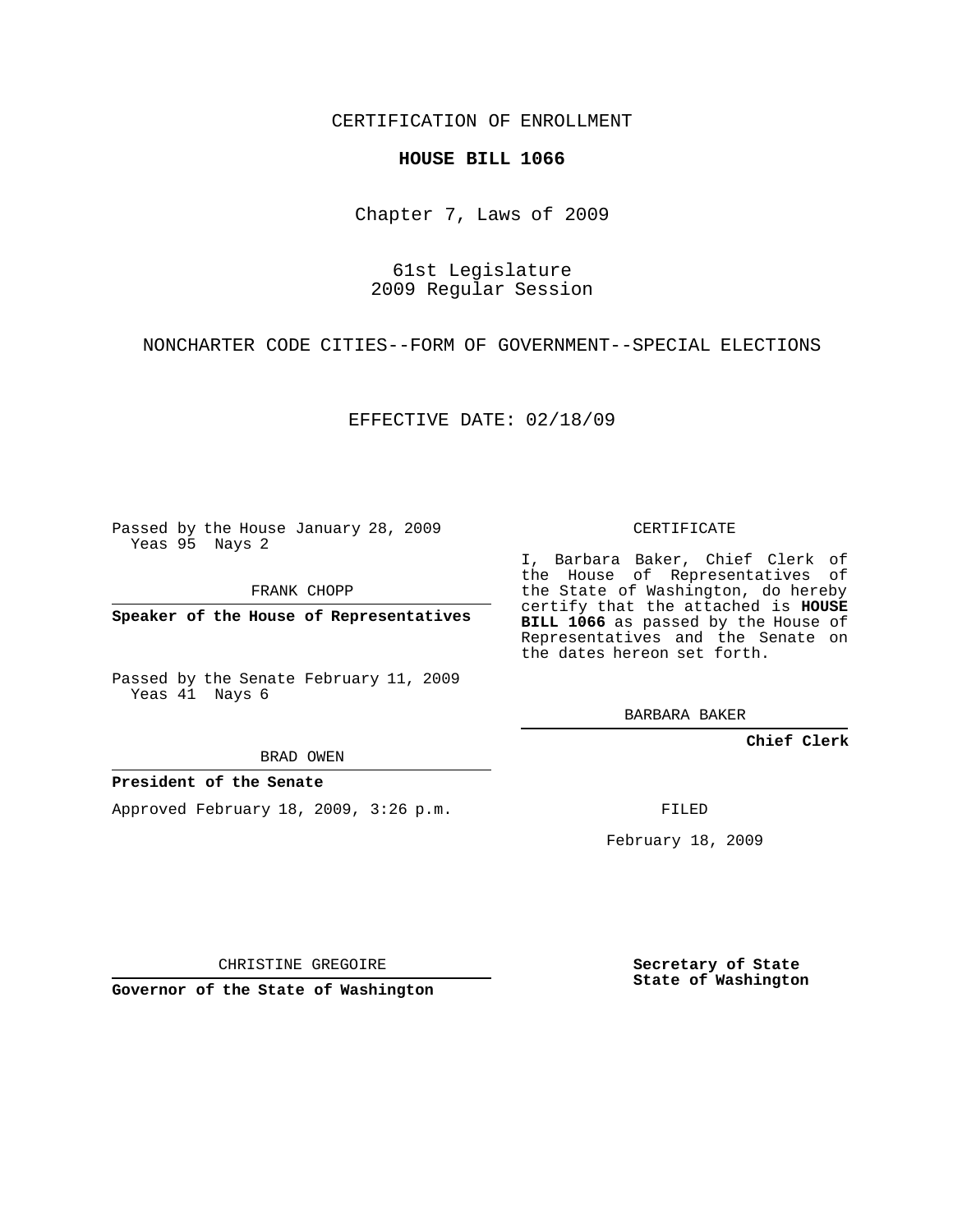CERTIFICATION OF ENROLLMENT

**HOUSE BILL 1066**

Chapter 7, Laws of 2009

61st Legislature
2009 Regular Session

NONCHARTER CODE CITIES--FORM OF GOVERNMENT--SPECIAL ELECTIONS

EFFECTIVE DATE: 02/18/09

Passed by the House January 28, 2009
Yeas 95 Nays 2

FRANK CHOPP

**Speaker of the House of Representatives**

Passed by the Senate February 11, 2009
Yeas 41 Nays 6

BRAD OWEN

**President of the Senate**

Approved February 18, 2009, 3:26 p.m.

CHRISTINE GREGOIRE

**Governor of the State of Washington**

CERTIFICATE

I, Barbara Baker, Chief Clerk of the House of Representatives of the State of Washington, do hereby certify that the attached is **HOUSE BILL 1066** as passed by the House of Representatives and the Senate on the dates hereon set forth.

BARBARA BAKER

**Chief Clerk**

FILED

February 18, 2009

**Secretary of State**
**State of Washington**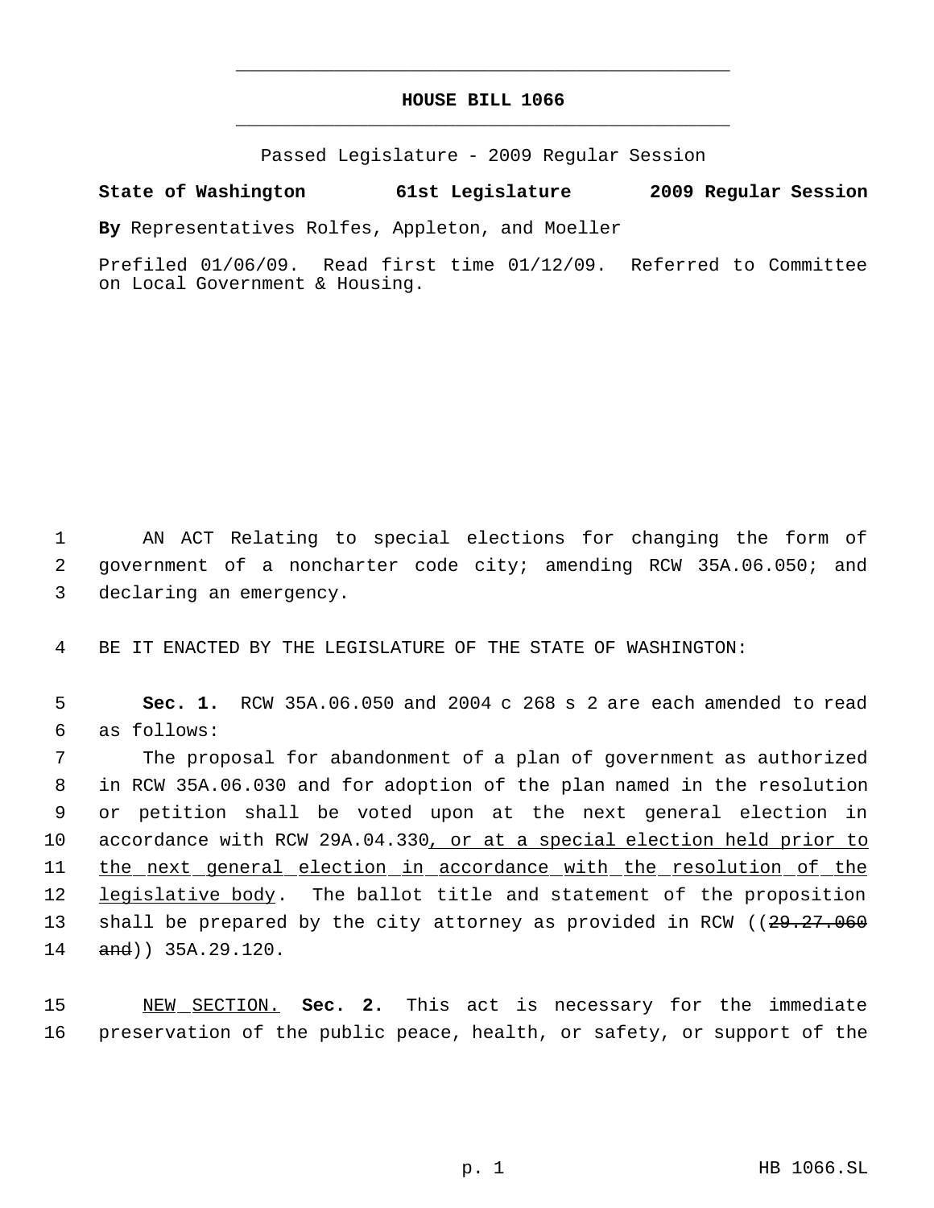# HOUSE BILL 1066

Passed Legislature - 2009 Regular Session

**State of Washington 61st Legislature 2009 Regular Session**

**By** Representatives Rolfes, Appleton, and Moeller

Prefiled 01/06/09. Read first time 01/12/09. Referred to Committee on Local Government & Housing.

1 AN ACT Relating to special elections for changing the form of
2 government of a noncharter code city; amending RCW 35A.06.050; and
3 declaring an emergency.

4 BE IT ENACTED BY THE LEGISLATURE OF THE STATE OF WASHINGTON:

5 **Sec. 1.** RCW 35A.06.050 and 2004 c 268 s 2 are each amended to read
6 as follows:

7 The proposal for abandonment of a plan of government as authorized
8 in RCW 35A.06.030 and for adoption of the plan named in the resolution
9 or petition shall be voted upon at the next general election in
10 accordance with RCW 29A.04.330<u>, or at a special election held prior to</u>
11 <u>the next general election in accordance with the resolution of the</u>
12 <u>legislative body</u>. The ballot title and statement of the proposition
13 shall be prepared by the city attorney as provided in RCW ((~~29.27.060~~
14 ~~and~~)) 35A.29.120.

15 <u>NEW SECTION.</u> **Sec. 2.** This act is necessary for the immediate
16 preservation of the public peace, health, or safety, or support of the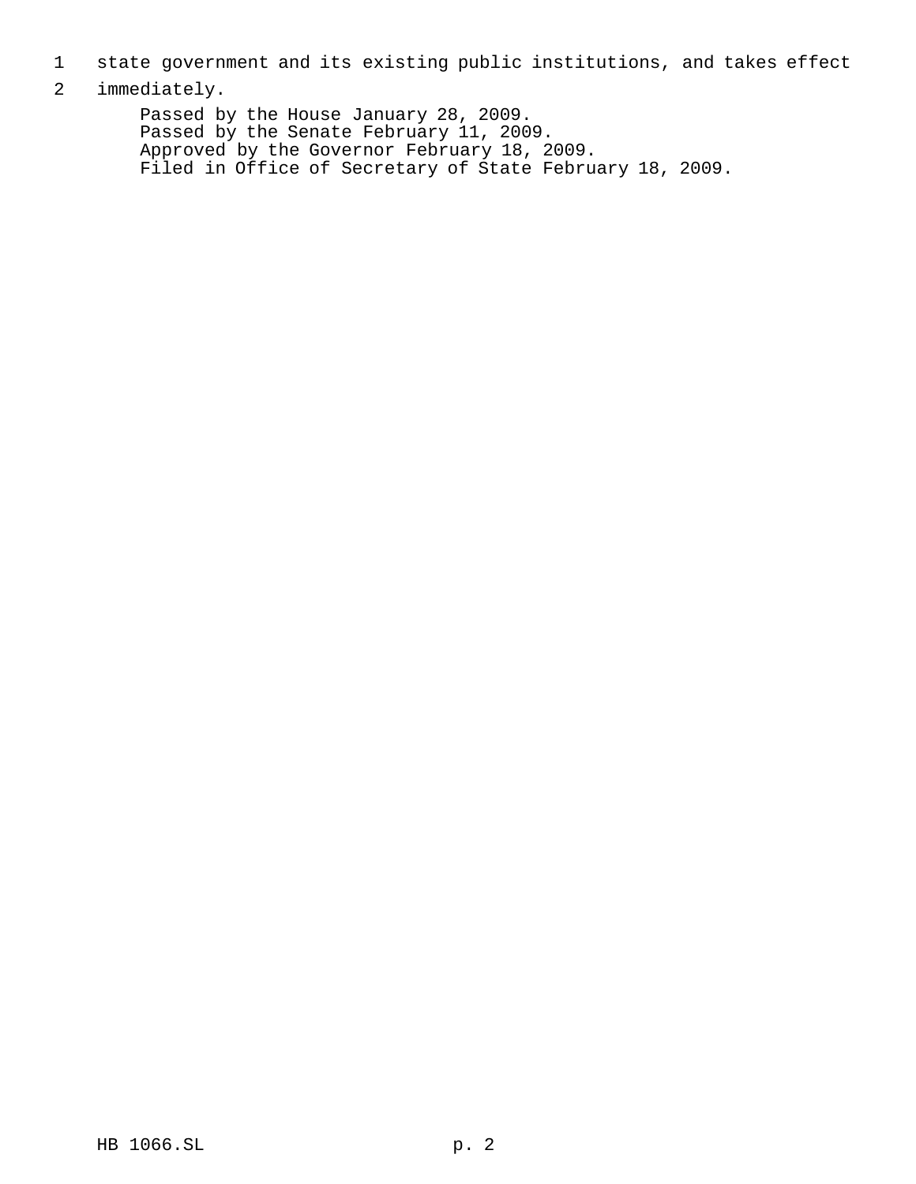state government and its existing public institutions, and takes effect immediately.

Passed by the House January 28, 2009.
Passed by the Senate February 11, 2009.
Approved by the Governor February 18, 2009.
Filed in Office of Secretary of State February 18, 2009.